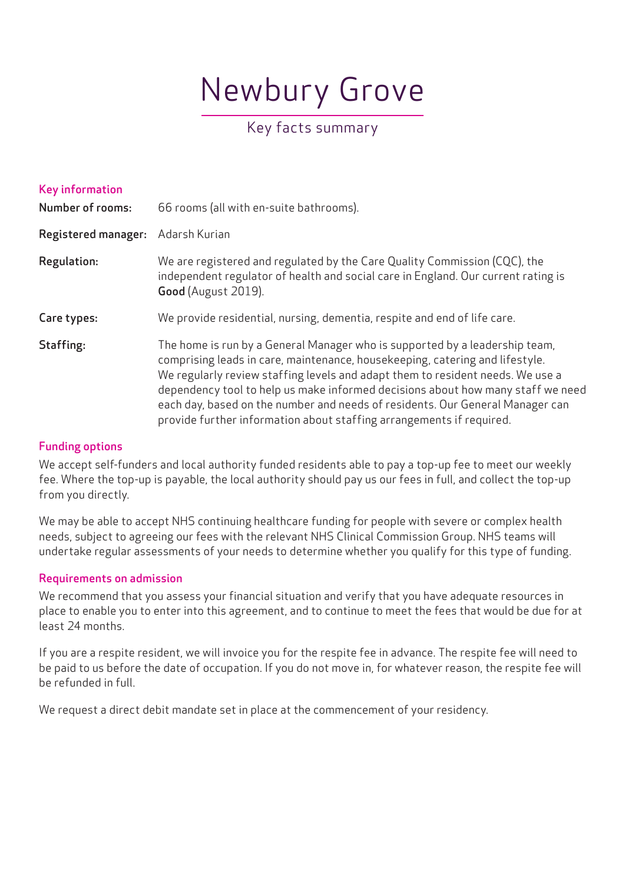# Newbury Grove

Key facts summary

## Key information

**Number of rooms:** 66 rooms (all with en-suite bathrooms).

**Registered manager:** Adarsh Kurian

**Regulation:** We are registered and regulated by the Care Quality Commission (CQC), the independent regulator of health and social care in England. Our current rating is **Good** (August 2019).

**Care types:** We provide residential, nursing, dementia, respite and end of life care.

**Staffing:** The home is run by a General Manager who is supported by a leadership team, comprising leads in care, maintenance, housekeeping, catering and lifestyle. We regularly review staffing levels and adapt them to resident needs. We use a dependency tool to help us make informed decisions about how many staff we need each day, based on the number and needs of residents. Our General Manager can provide further information about staffing arrangements if required.

## Funding options

We accept self-funders and local authority funded residents able to pay a top-up fee to meet our weekly fee. Where the top-up is payable, the local authority should pay us our fees in full, and collect the top-up from you directly.

We may be able to accept NHS continuing healthcare funding for people with severe or complex health needs, subject to agreeing our fees with the relevant NHS Clinical Commission Group. NHS teams will undertake regular assessments of your needs to determine whether you qualify for this type of funding.

## Requirements on admission

We recommend that you assess your financial situation and verify that you have adequate resources in place to enable you to enter into this agreement, and to continue to meet the fees that would be due for at least 24 months.

If you are a respite resident, we will invoice you for the respite fee in advance. The respite fee will need to be paid to us before the date of occupation. If you do not move in, for whatever reason, the respite fee will be refunded in full.

We request a direct debit mandate set in place at the commencement of your residency.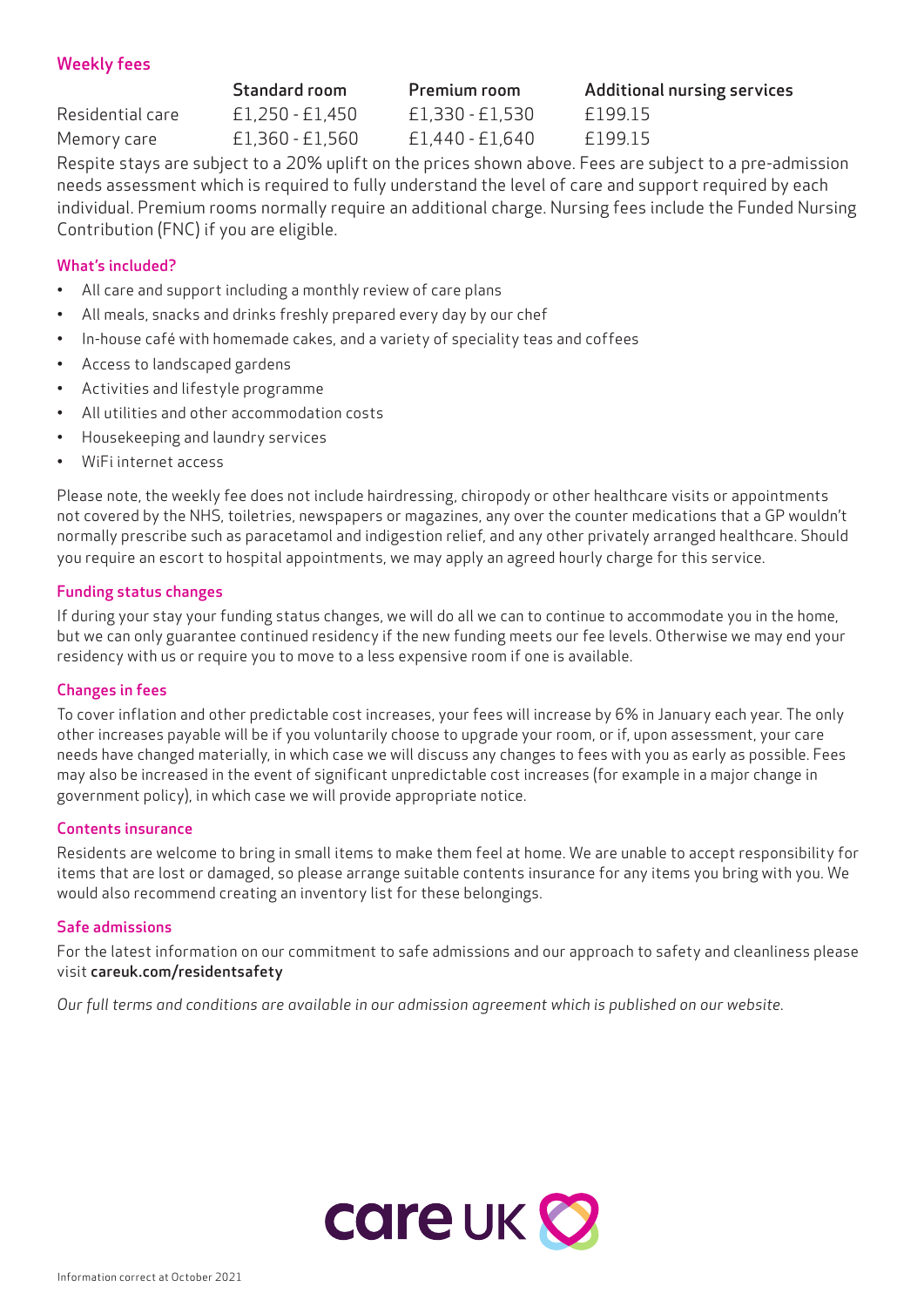## Weekly fees

| | Standard room | Premium room | Additional nursing services |
|---|---|---|---|
| Residential care | £1,250 - £1,450 | £1,330 - £1,530 | £199.15 |
| Memory care | £1,360 - £1,560 | £1,440 - £1,640 | £199.15 |

Respite stays are subject to a 20% uplift on the prices shown above. Fees are subject to a pre-admission needs assessment which is required to fully understand the level of care and support required by each individual. Premium rooms normally require an additional charge. Nursing fees include the Funded Nursing Contribution (FNC) if you are eligible.

### What's included?

- All care and support including a monthly review of care plans
- All meals, snacks and drinks freshly prepared every day by our chef
- In-house café with homemade cakes, and a variety of speciality teas and coffees
- Access to landscaped gardens
- Activities and lifestyle programme
- All utilities and other accommodation costs
- Housekeeping and laundry services
- WiFi internet access

Please note, the weekly fee does not include hairdressing, chiropody or other healthcare visits or appointments not covered by the NHS, toiletries, newspapers or magazines, any over the counter medications that a GP wouldn't normally prescribe such as paracetamol and indigestion relief, and any other privately arranged healthcare. Should you require an escort to hospital appointments, we may apply an agreed hourly charge for this service.

### Funding status changes

If during your stay your funding status changes, we will do all we can to continue to accommodate you in the home, but we can only guarantee continued residency if the new funding meets our fee levels. Otherwise we may end your residency with us or require you to move to a less expensive room if one is available.

### Changes in fees

To cover inflation and other predictable cost increases, your fees will increase by 6% in January each year. The only other increases payable will be if you voluntarily choose to upgrade your room, or if, upon assessment, your care needs have changed materially, in which case we will discuss any changes to fees with you as early as possible. Fees may also be increased in the event of significant unpredictable cost increases (for example in a major change in government policy), in which case we will provide appropriate notice.

### Contents insurance

Residents are welcome to bring in small items to make them feel at home. We are unable to accept responsibility for items that are lost or damaged, so please arrange suitable contents insurance for any items you bring with you. We would also recommend creating an inventory list for these belongings.

### Safe admissions

For the latest information on our commitment to safe admissions and our approach to safety and cleanliness please visit **careuk.com/residentsafety**

*Our full terms and conditions are available in our admission agreement which is published on our website.*

care UK

Information correct at October 2021